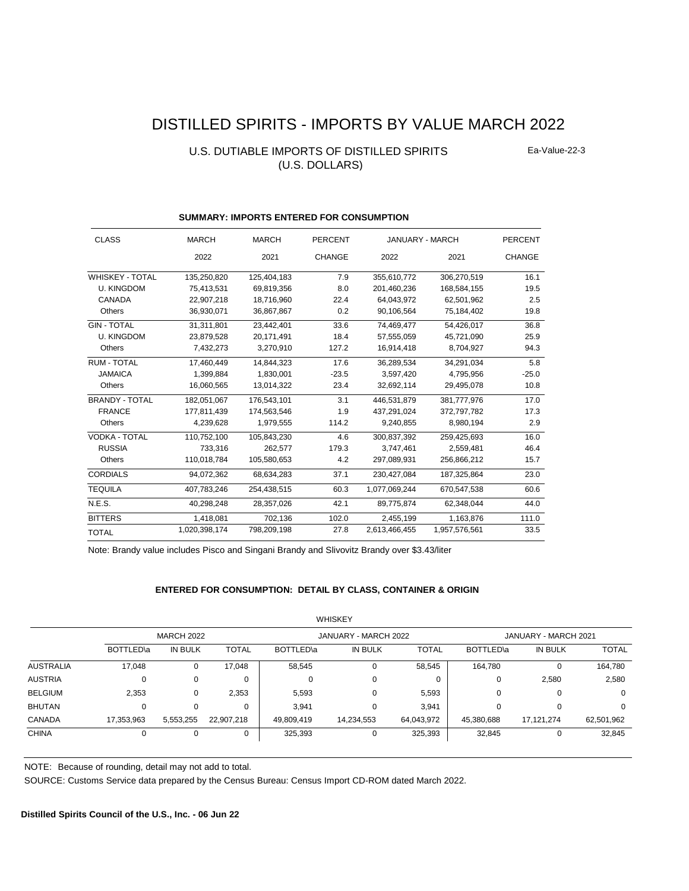# DISTILLED SPIRITS - IMPORTS BY VALUE MARCH 2022

## U.S. DUTIABLE IMPORTS OF DISTILLED SPIRITS (U.S. DOLLARS)

Ea-Value-22-3

### SUMMARY: IMPORTS ENTERED FOR CONSUMPTION

| CLASS | MARCH 2022 | MARCH 2021 | PERCENT CHANGE | JANUARY - MARCH 2022 | JANUARY - MARCH 2021 | PERCENT CHANGE |
|---|---|---|---|---|---|---|
| WHISKEY - TOTAL | 135,250,820 | 125,404,183 | 7.9 | 355,610,772 | 306,270,519 | 16.1 |
| U. KINGDOM | 75,413,531 | 69,819,356 | 8.0 | 201,460,236 | 168,584,155 | 19.5 |
| CANADA | 22,907,218 | 18,716,960 | 22.4 | 64,043,972 | 62,501,962 | 2.5 |
| Others | 36,930,071 | 36,867,867 | 0.2 | 90,106,564 | 75,184,402 | 19.8 |
| GIN - TOTAL | 31,311,801 | 23,442,401 | 33.6 | 74,469,477 | 54,426,017 | 36.8 |
| U. KINGDOM | 23,879,528 | 20,171,491 | 18.4 | 57,555,059 | 45,721,090 | 25.9 |
| Others | 7,432,273 | 3,270,910 | 127.2 | 16,914,418 | 8,704,927 | 94.3 |
| RUM - TOTAL | 17,460,449 | 14,844,323 | 17.6 | 36,289,534 | 34,291,034 | 5.8 |
| JAMAICA | 1,399,884 | 1,830,001 | -23.5 | 3,597,420 | 4,795,956 | -25.0 |
| Others | 16,060,565 | 13,014,322 | 23.4 | 32,692,114 | 29,495,078 | 10.8 |
| BRANDY - TOTAL | 182,051,067 | 176,543,101 | 3.1 | 446,531,879 | 381,777,976 | 17.0 |
| FRANCE | 177,811,439 | 174,563,546 | 1.9 | 437,291,024 | 372,797,782 | 17.3 |
| Others | 4,239,628 | 1,979,555 | 114.2 | 9,240,855 | 8,980,194 | 2.9 |
| VODKA - TOTAL | 110,752,100 | 105,843,230 | 4.6 | 300,837,392 | 259,425,693 | 16.0 |
| RUSSIA | 733,316 | 262,577 | 179.3 | 3,747,461 | 2,559,481 | 46.4 |
| Others | 110,018,784 | 105,580,653 | 4.2 | 297,089,931 | 256,866,212 | 15.7 |
| CORDIALS | 94,072,362 | 68,634,283 | 37.1 | 230,427,084 | 187,325,864 | 23.0 |
| TEQUILA | 407,783,246 | 254,438,515 | 60.3 | 1,077,069,244 | 670,547,538 | 60.6 |
| N.E.S. | 40,298,248 | 28,357,026 | 42.1 | 89,775,874 | 62,348,044 | 44.0 |
| BITTERS | 1,418,081 | 702,136 | 102.0 | 2,455,199 | 1,163,876 | 111.0 |
| TOTAL | 1,020,398,174 | 798,209,198 | 27.8 | 2,613,466,455 | 1,957,576,561 | 33.5 |

Note: Brandy value includes Pisco and Singani Brandy and Slivovitz Brandy over $3.43/liter

### ENTERED FOR CONSUMPTION: DETAIL BY CLASS, CONTAINER & ORIGIN

WHISKEY

| | MARCH 2022 | | | JANUARY - MARCH 2022 | | | JANUARY - MARCH 2021 | | |
|---|---|---|---|---|---|---|---|---|---|
| | BOTTLED\a | IN BULK | TOTAL | BOTTLED\a | IN BULK | TOTAL | BOTTLED\a | IN BULK | TOTAL |
| AUSTRALIA | 17,048 | 0 | 17,048 | 58,545 | 0 | 58,545 | 164,780 | 0 | 164,780 |
| AUSTRIA | 0 | 0 | 0 | 0 | 0 | 0 | 0 | 2,580 | 2,580 |
| BELGIUM | 2,353 | 0 | 2,353 | 5,593 | 0 | 5,593 | 0 | 0 | 0 |
| BHUTAN | 0 | 0 | 0 | 3,941 | 0 | 3,941 | 0 | 0 | 0 |
| CANADA | 17,353,963 | 5,553,255 | 22,907,218 | 49,809,419 | 14,234,553 | 64,043,972 | 45,380,688 | 17,121,274 | 62,501,962 |
| CHINA | 0 | 0 | 0 | 325,393 | 0 | 325,393 | 32,845 | 0 | 32,845 |

NOTE: Because of rounding, detail may not add to total.

SOURCE: Customs Service data prepared by the Census Bureau: Census Import CD-ROM dated March 2022.

**Distilled Spirits Council of the U.S., Inc. - 06 Jun 22**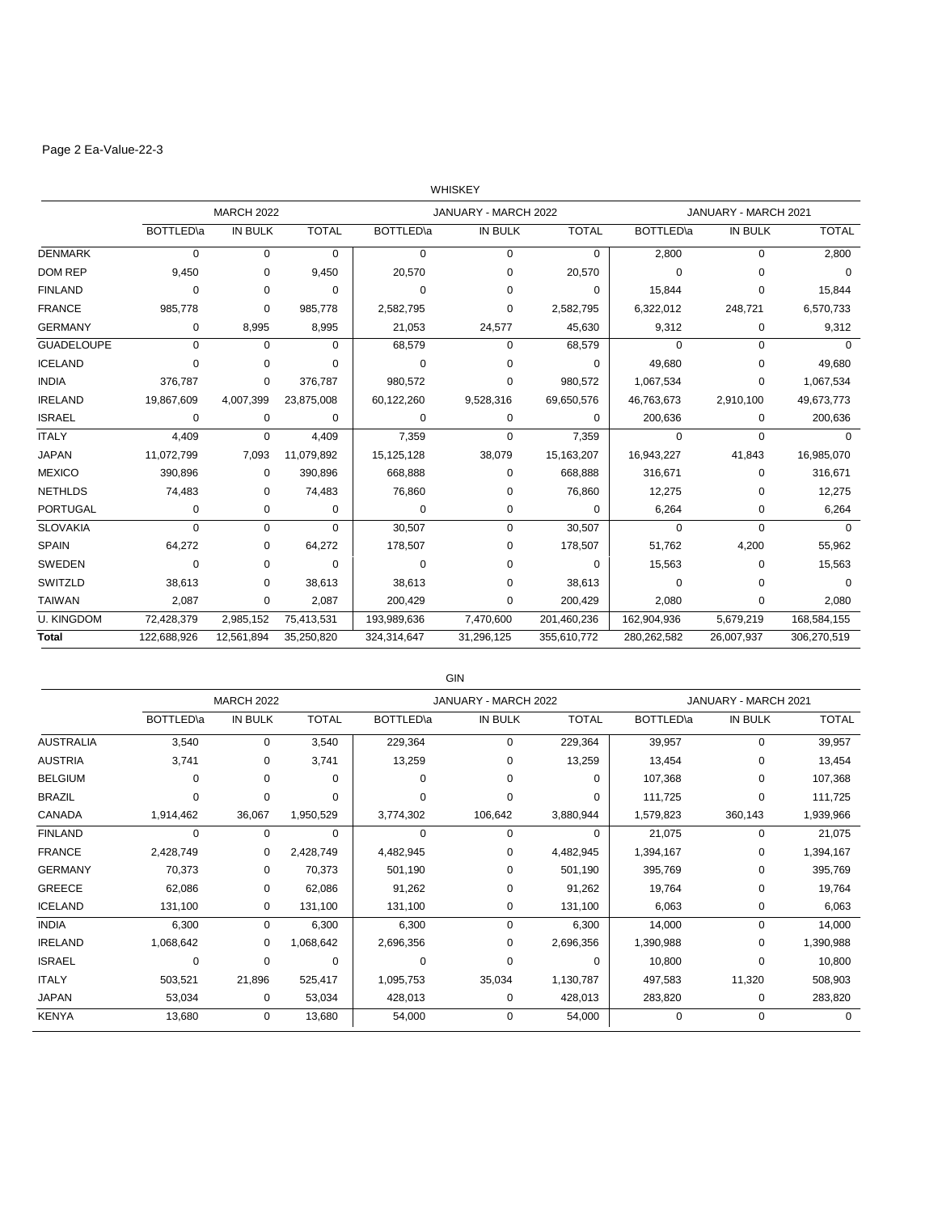Page 2 Ea-Value-22-3

WHISKEY

| | MARCH 2022 | | | JANUARY - MARCH 2022 | | | JANUARY - MARCH 2021 | | |
|---|---|---|---|---|---|---|---|---|---|
| | BOTTLED\a | IN BULK | TOTAL | BOTTLED\a | IN BULK | TOTAL | BOTTLED\a | IN BULK | TOTAL |
| DENMARK | 0 | 0 | 0 | 0 | 0 | 0 | 2,800 | 0 | 2,800 |
| DOM REP | 9,450 | 0 | 9,450 | 20,570 | 0 | 20,570 | 0 | 0 | 0 |
| FINLAND | 0 | 0 | 0 | 0 | 0 | 0 | 15,844 | 0 | 15,844 |
| FRANCE | 985,778 | 0 | 985,778 | 2,582,795 | 0 | 2,582,795 | 6,322,012 | 248,721 | 6,570,733 |
| GERMANY | 0 | 8,995 | 8,995 | 21,053 | 24,577 | 45,630 | 9,312 | 0 | 9,312 |
| GUADELOUPE | 0 | 0 | 0 | 68,579 | 0 | 68,579 | 0 | 0 | 0 |
| ICELAND | 0 | 0 | 0 | 0 | 0 | 0 | 49,680 | 0 | 49,680 |
| INDIA | 376,787 | 0 | 376,787 | 980,572 | 0 | 980,572 | 1,067,534 | 0 | 1,067,534 |
| IRELAND | 19,867,609 | 4,007,399 | 23,875,008 | 60,122,260 | 9,528,316 | 69,650,576 | 46,763,673 | 2,910,100 | 49,673,773 |
| ISRAEL | 0 | 0 | 0 | 0 | 0 | 0 | 200,636 | 0 | 200,636 |
| ITALY | 4,409 | 0 | 4,409 | 7,359 | 0 | 7,359 | 0 | 0 | 0 |
| JAPAN | 11,072,799 | 7,093 | 11,079,892 | 15,125,128 | 38,079 | 15,163,207 | 16,943,227 | 41,843 | 16,985,070 |
| MEXICO | 390,896 | 0 | 390,896 | 668,888 | 0 | 668,888 | 316,671 | 0 | 316,671 |
| NETHLDS | 74,483 | 0 | 74,483 | 76,860 | 0 | 76,860 | 12,275 | 0 | 12,275 |
| PORTUGAL | 0 | 0 | 0 | 0 | 0 | 0 | 6,264 | 0 | 6,264 |
| SLOVAKIA | 0 | 0 | 0 | 30,507 | 0 | 30,507 | 0 | 0 | 0 |
| SPAIN | 64,272 | 0 | 64,272 | 178,507 | 0 | 178,507 | 51,762 | 4,200 | 55,962 |
| SWEDEN | 0 | 0 | 0 | 0 | 0 | 0 | 15,563 | 0 | 15,563 |
| SWITZLD | 38,613 | 0 | 38,613 | 38,613 | 0 | 38,613 | 0 | 0 | 0 |
| TAIWAN | 2,087 | 0 | 2,087 | 200,429 | 0 | 200,429 | 2,080 | 0 | 2,080 |
| U. KINGDOM | 72,428,379 | 2,985,152 | 75,413,531 | 193,989,636 | 7,470,600 | 201,460,236 | 162,904,936 | 5,679,219 | 168,584,155 |
| **Total** | 122,688,926 | 12,561,894 | 35,250,820 | 324,314,647 | 31,296,125 | 355,610,772 | 280,262,582 | 26,007,937 | 306,270,519 |

GIN

| | MARCH 2022 | | | JANUARY - MARCH 2022 | | | JANUARY - MARCH 2021 | | |
|---|---|---|---|---|---|---|---|---|---|
| | BOTTLED\a | IN BULK | TOTAL | BOTTLED\a | IN BULK | TOTAL | BOTTLED\a | IN BULK | TOTAL |
| AUSTRALIA | 3,540 | 0 | 3,540 | 229,364 | 0 | 229,364 | 39,957 | 0 | 39,957 |
| AUSTRIA | 3,741 | 0 | 3,741 | 13,259 | 0 | 13,259 | 13,454 | 0 | 13,454 |
| BELGIUM | 0 | 0 | 0 | 0 | 0 | 0 | 107,368 | 0 | 107,368 |
| BRAZIL | 0 | 0 | 0 | 0 | 0 | 0 | 111,725 | 0 | 111,725 |
| CANADA | 1,914,462 | 36,067 | 1,950,529 | 3,774,302 | 106,642 | 3,880,944 | 1,579,823 | 360,143 | 1,939,966 |
| FINLAND | 0 | 0 | 0 | 0 | 0 | 0 | 21,075 | 0 | 21,075 |
| FRANCE | 2,428,749 | 0 | 2,428,749 | 4,482,945 | 0 | 4,482,945 | 1,394,167 | 0 | 1,394,167 |
| GERMANY | 70,373 | 0 | 70,373 | 501,190 | 0 | 501,190 | 395,769 | 0 | 395,769 |
| GREECE | 62,086 | 0 | 62,086 | 91,262 | 0 | 91,262 | 19,764 | 0 | 19,764 |
| ICELAND | 131,100 | 0 | 131,100 | 131,100 | 0 | 131,100 | 6,063 | 0 | 6,063 |
| INDIA | 6,300 | 0 | 6,300 | 6,300 | 0 | 6,300 | 14,000 | 0 | 14,000 |
| IRELAND | 1,068,642 | 0 | 1,068,642 | 2,696,356 | 0 | 2,696,356 | 1,390,988 | 0 | 1,390,988 |
| ISRAEL | 0 | 0 | 0 | 0 | 0 | 0 | 10,800 | 0 | 10,800 |
| ITALY | 503,521 | 21,896 | 525,417 | 1,095,753 | 35,034 | 1,130,787 | 497,583 | 11,320 | 508,903 |
| JAPAN | 53,034 | 0 | 53,034 | 428,013 | 0 | 428,013 | 283,820 | 0 | 283,820 |
| KENYA | 13,680 | 0 | 13,680 | 54,000 | 0 | 54,000 | 0 | 0 | 0 |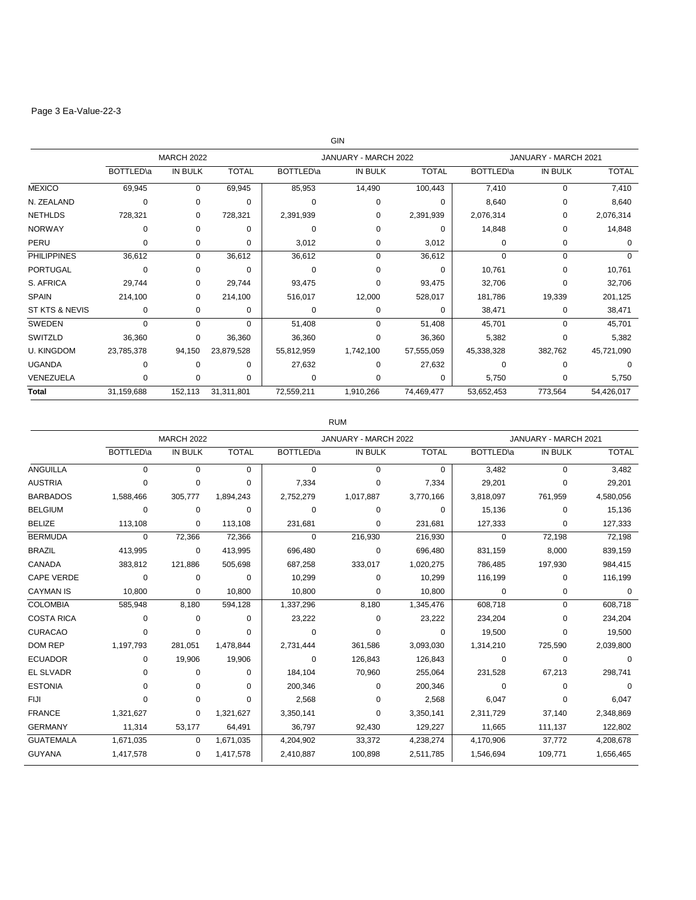Page 3 Ea-Value-22-3

GIN

| | MARCH 2022 | | | JANUARY - MARCH 2022 | | | JANUARY - MARCH 2021 | | |
|---|---|---|---|---|---|---|---|---|---|
| | BOTTLED\a | IN BULK | TOTAL | BOTTLED\a | IN BULK | TOTAL | BOTTLED\a | IN BULK | TOTAL |
| MEXICO | 69,945 | 0 | 69,945 | 85,953 | 14,490 | 100,443 | 7,410 | 0 | 7,410 |
| N. ZEALAND | 0 | 0 | 0 | 0 | 0 | 0 | 8,640 | 0 | 8,640 |
| NETHLDS | 728,321 | 0 | 728,321 | 2,391,939 | 0 | 2,391,939 | 2,076,314 | 0 | 2,076,314 |
| NORWAY | 0 | 0 | 0 | 0 | 0 | 0 | 14,848 | 0 | 14,848 |
| PERU | 0 | 0 | 0 | 3,012 | 0 | 3,012 | 0 | 0 | 0 |
| PHILIPPINES | 36,612 | 0 | 36,612 | 36,612 | 0 | 36,612 | 0 | 0 | 0 |
| PORTUGAL | 0 | 0 | 0 | 0 | 0 | 0 | 10,761 | 0 | 10,761 |
| S. AFRICA | 29,744 | 0 | 29,744 | 93,475 | 0 | 93,475 | 32,706 | 0 | 32,706 |
| SPAIN | 214,100 | 0 | 214,100 | 516,017 | 12,000 | 528,017 | 181,786 | 19,339 | 201,125 |
| ST KTS & NEVIS | 0 | 0 | 0 | 0 | 0 | 0 | 38,471 | 0 | 38,471 |
| SWEDEN | 0 | 0 | 0 | 51,408 | 0 | 51,408 | 45,701 | 0 | 45,701 |
| SWITZLD | 36,360 | 0 | 36,360 | 36,360 | 0 | 36,360 | 5,382 | 0 | 5,382 |
| U. KINGDOM | 23,785,378 | 94,150 | 23,879,528 | 55,812,959 | 1,742,100 | 57,555,059 | 45,338,328 | 382,762 | 45,721,090 |
| UGANDA | 0 | 0 | 0 | 27,632 | 0 | 27,632 | 0 | 0 | 0 |
| VENEZUELA | 0 | 0 | 0 | 0 | 0 | 0 | 5,750 | 0 | 5,750 |
| **Total** | 31,159,688 | 152,113 | 31,311,801 | 72,559,211 | 1,910,266 | 74,469,477 | 53,652,453 | 773,564 | 54,426,017 |

RUM

| | MARCH 2022 | | | JANUARY - MARCH 2022 | | | JANUARY - MARCH 2021 | | |
|---|---|---|---|---|---|---|---|---|---|
| | BOTTLED\a | IN BULK | TOTAL | BOTTLED\a | IN BULK | TOTAL | BOTTLED\a | IN BULK | TOTAL |
| ANGUILLA | 0 | 0 | 0 | 0 | 0 | 0 | 3,482 | 0 | 3,482 |
| AUSTRIA | 0 | 0 | 0 | 7,334 | 0 | 7,334 | 29,201 | 0 | 29,201 |
| BARBADOS | 1,588,466 | 305,777 | 1,894,243 | 2,752,279 | 1,017,887 | 3,770,166 | 3,818,097 | 761,959 | 4,580,056 |
| BELGIUM | 0 | 0 | 0 | 0 | 0 | 0 | 15,136 | 0 | 15,136 |
| BELIZE | 113,108 | 0 | 113,108 | 231,681 | 0 | 231,681 | 127,333 | 0 | 127,333 |
| BERMUDA | 0 | 72,366 | 72,366 | 0 | 216,930 | 216,930 | 0 | 72,198 | 72,198 |
| BRAZIL | 413,995 | 0 | 413,995 | 696,480 | 0 | 696,480 | 831,159 | 8,000 | 839,159 |
| CANADA | 383,812 | 121,886 | 505,698 | 687,258 | 333,017 | 1,020,275 | 786,485 | 197,930 | 984,415 |
| CAPE VERDE | 0 | 0 | 0 | 10,299 | 0 | 10,299 | 116,199 | 0 | 116,199 |
| CAYMAN IS | 10,800 | 0 | 10,800 | 10,800 | 0 | 10,800 | 0 | 0 | 0 |
| COLOMBIA | 585,948 | 8,180 | 594,128 | 1,337,296 | 8,180 | 1,345,476 | 608,718 | 0 | 608,718 |
| COSTA RICA | 0 | 0 | 0 | 23,222 | 0 | 23,222 | 234,204 | 0 | 234,204 |
| CURACAO | 0 | 0 | 0 | 0 | 0 | 0 | 19,500 | 0 | 19,500 |
| DOM REP | 1,197,793 | 281,051 | 1,478,844 | 2,731,444 | 361,586 | 3,093,030 | 1,314,210 | 725,590 | 2,039,800 |
| ECUADOR | 0 | 19,906 | 19,906 | 0 | 126,843 | 126,843 | 0 | 0 | 0 |
| EL SLVADR | 0 | 0 | 0 | 184,104 | 70,960 | 255,064 | 231,528 | 67,213 | 298,741 |
| ESTONIA | 0 | 0 | 0 | 200,346 | 0 | 200,346 | 0 | 0 | 0 |
| FIJI | 0 | 0 | 0 | 2,568 | 0 | 2,568 | 6,047 | 0 | 6,047 |
| FRANCE | 1,321,627 | 0 | 1,321,627 | 3,350,141 | 0 | 3,350,141 | 2,311,729 | 37,140 | 2,348,869 |
| GERMANY | 11,314 | 53,177 | 64,491 | 36,797 | 92,430 | 129,227 | 11,665 | 111,137 | 122,802 |
| GUATEMALA | 1,671,035 | 0 | 1,671,035 | 4,204,902 | 33,372 | 4,238,274 | 4,170,906 | 37,772 | 4,208,678 |
| GUYANA | 1,417,578 | 0 | 1,417,578 | 2,410,887 | 100,898 | 2,511,785 | 1,546,694 | 109,771 | 1,656,465 |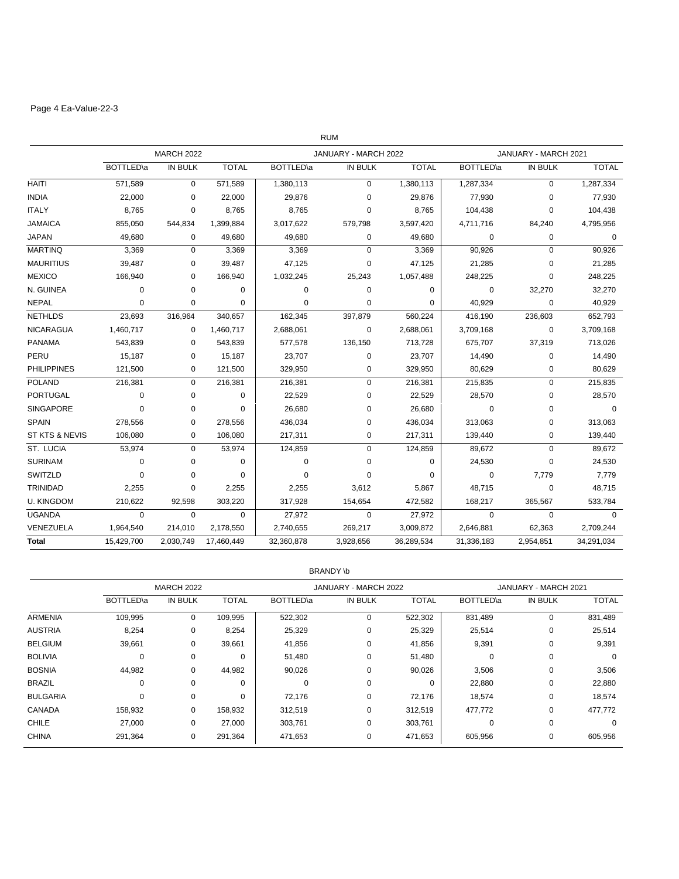Page 4 Ea-Value-22-3

RUM

| | MARCH 2022 | | | JANUARY - MARCH 2022 | | | JANUARY - MARCH 2021 | | |
|---|---|---|---|---|---|---|---|---|---|
| | BOTTLED\a | IN BULK | TOTAL | BOTTLED\a | IN BULK | TOTAL | BOTTLED\a | IN BULK | TOTAL |
| HAITI | 571,589 | 0 | 571,589 | 1,380,113 | 0 | 1,380,113 | 1,287,334 | 0 | 1,287,334 |
| INDIA | 22,000 | 0 | 22,000 | 29,876 | 0 | 29,876 | 77,930 | 0 | 77,930 |
| ITALY | 8,765 | 0 | 8,765 | 8,765 | 0 | 8,765 | 104,438 | 0 | 104,438 |
| JAMAICA | 855,050 | 544,834 | 1,399,884 | 3,017,622 | 579,798 | 3,597,420 | 4,711,716 | 84,240 | 4,795,956 |
| JAPAN | 49,680 | 0 | 49,680 | 49,680 | 0 | 49,680 | 0 | 0 | 0 |
| MARTINQ | 3,369 | 0 | 3,369 | 3,369 | 0 | 3,369 | 90,926 | 0 | 90,926 |
| MAURITIUS | 39,487 | 0 | 39,487 | 47,125 | 0 | 47,125 | 21,285 | 0 | 21,285 |
| MEXICO | 166,940 | 0 | 166,940 | 1,032,245 | 25,243 | 1,057,488 | 248,225 | 0 | 248,225 |
| N. GUINEA | 0 | 0 | 0 | 0 | 0 | 0 | 0 | 32,270 | 32,270 |
| NEPAL | 0 | 0 | 0 | 0 | 0 | 0 | 40,929 | 0 | 40,929 |
| NETHLDS | 23,693 | 316,964 | 340,657 | 162,345 | 397,879 | 560,224 | 416,190 | 236,603 | 652,793 |
| NICARAGUA | 1,460,717 | 0 | 1,460,717 | 2,688,061 | 0 | 2,688,061 | 3,709,168 | 0 | 3,709,168 |
| PANAMA | 543,839 | 0 | 543,839 | 577,578 | 136,150 | 713,728 | 675,707 | 37,319 | 713,026 |
| PERU | 15,187 | 0 | 15,187 | 23,707 | 0 | 23,707 | 14,490 | 0 | 14,490 |
| PHILIPPINES | 121,500 | 0 | 121,500 | 329,950 | 0 | 329,950 | 80,629 | 0 | 80,629 |
| POLAND | 216,381 | 0 | 216,381 | 216,381 | 0 | 216,381 | 215,835 | 0 | 215,835 |
| PORTUGAL | 0 | 0 | 0 | 22,529 | 0 | 22,529 | 28,570 | 0 | 28,570 |
| SINGAPORE | 0 | 0 | 0 | 26,680 | 0 | 26,680 | 0 | 0 | 0 |
| SPAIN | 278,556 | 0 | 278,556 | 436,034 | 0 | 436,034 | 313,063 | 0 | 313,063 |
| ST KTS & NEVIS | 106,080 | 0 | 106,080 | 217,311 | 0 | 217,311 | 139,440 | 0 | 139,440 |
| ST. LUCIA | 53,974 | 0 | 53,974 | 124,859 | 0 | 124,859 | 89,672 | 0 | 89,672 |
| SURINAM | 0 | 0 | 0 | 0 | 0 | 0 | 24,530 | 0 | 24,530 |
| SWITZLD | 0 | 0 | 0 | 0 | 0 | 0 | 0 | 7,779 | 7,779 |
| TRINIDAD | 2,255 | 0 | 2,255 | 2,255 | 3,612 | 5,867 | 48,715 | 0 | 48,715 |
| U. KINGDOM | 210,622 | 92,598 | 303,220 | 317,928 | 154,654 | 472,582 | 168,217 | 365,567 | 533,784 |
| UGANDA | 0 | 0 | 0 | 27,972 | 0 | 27,972 | 0 | 0 | 0 |
| VENEZUELA | 1,964,540 | 214,010 | 2,178,550 | 2,740,655 | 269,217 | 3,009,872 | 2,646,881 | 62,363 | 2,709,244 |
| **Total** | 15,429,700 | 2,030,749 | 17,460,449 | 32,360,878 | 3,928,656 | 36,289,534 | 31,336,183 | 2,954,851 | 34,291,034 |

BRANDY \b

| | MARCH 2022 | | | JANUARY - MARCH 2022 | | | JANUARY - MARCH 2021 | | |
|---|---|---|---|---|---|---|---|---|---|
| | BOTTLED\a | IN BULK | TOTAL | BOTTLED\a | IN BULK | TOTAL | BOTTLED\a | IN BULK | TOTAL |
| ARMENIA | 109,995 | 0 | 109,995 | 522,302 | 0 | 522,302 | 831,489 | 0 | 831,489 |
| AUSTRIA | 8,254 | 0 | 8,254 | 25,329 | 0 | 25,329 | 25,514 | 0 | 25,514 |
| BELGIUM | 39,661 | 0 | 39,661 | 41,856 | 0 | 41,856 | 9,391 | 0 | 9,391 |
| BOLIVIA | 0 | 0 | 0 | 51,480 | 0 | 51,480 | 0 | 0 | 0 |
| BOSNIA | 44,982 | 0 | 44,982 | 90,026 | 0 | 90,026 | 3,506 | 0 | 3,506 |
| BRAZIL | 0 | 0 | 0 | 0 | 0 | 0 | 22,880 | 0 | 22,880 |
| BULGARIA | 0 | 0 | 0 | 72,176 | 0 | 72,176 | 18,574 | 0 | 18,574 |
| CANADA | 158,932 | 0 | 158,932 | 312,519 | 0 | 312,519 | 477,772 | 0 | 477,772 |
| CHILE | 27,000 | 0 | 27,000 | 303,761 | 0 | 303,761 | 0 | 0 | 0 |
| CHINA | 291,364 | 0 | 291,364 | 471,653 | 0 | 471,653 | 605,956 | 0 | 605,956 |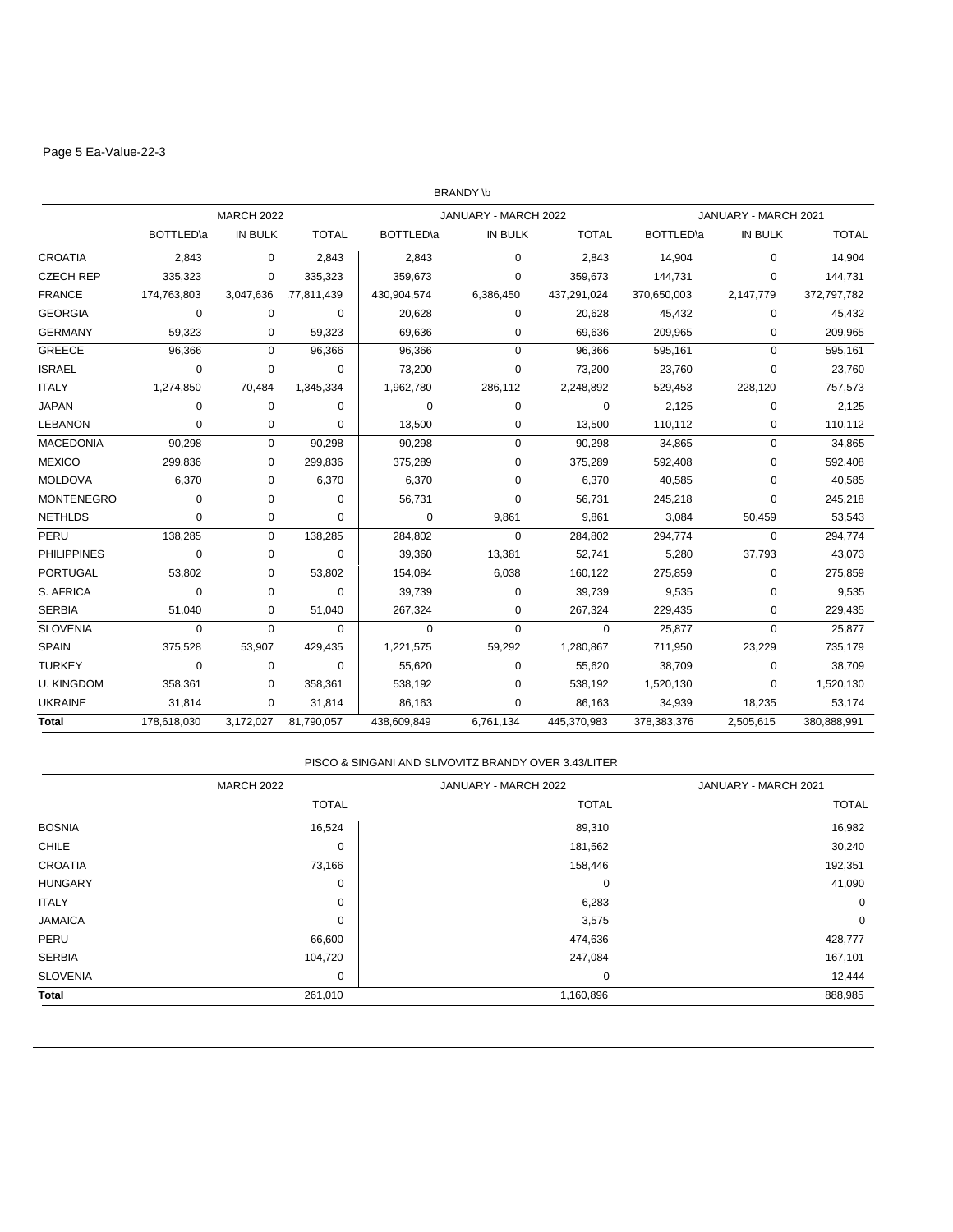Page 5 Ea-Value-22-3

| | BRANDY \b | | | | | | | | |
|---|---|---|---|---|---|---|---|---|---|
| | MARCH 2022 | | | JANUARY - MARCH 2022 | | | JANUARY - MARCH 2021 | | |
| | BOTTLED\a | IN BULK | TOTAL | BOTTLED\a | IN BULK | TOTAL | BOTTLED\a | IN BULK | TOTAL |
| CROATIA | 2,843 | 0 | 2,843 | 2,843 | 0 | 2,843 | 14,904 | 0 | 14,904 |
| CZECH REP | 335,323 | 0 | 335,323 | 359,673 | 0 | 359,673 | 144,731 | 0 | 144,731 |
| FRANCE | 174,763,803 | 3,047,636 | 77,811,439 | 430,904,574 | 6,386,450 | 437,291,024 | 370,650,003 | 2,147,779 | 372,797,782 |
| GEORGIA | 0 | 0 | 0 | 20,628 | 0 | 20,628 | 45,432 | 0 | 45,432 |
| GERMANY | 59,323 | 0 | 59,323 | 69,636 | 0 | 69,636 | 209,965 | 0 | 209,965 |
| GREECE | 96,366 | 0 | 96,366 | 96,366 | 0 | 96,366 | 595,161 | 0 | 595,161 |
| ISRAEL | 0 | 0 | 0 | 73,200 | 0 | 73,200 | 23,760 | 0 | 23,760 |
| ITALY | 1,274,850 | 70,484 | 1,345,334 | 1,962,780 | 286,112 | 2,248,892 | 529,453 | 228,120 | 757,573 |
| JAPAN | 0 | 0 | 0 | 0 | 0 | 0 | 2,125 | 0 | 2,125 |
| LEBANON | 0 | 0 | 0 | 13,500 | 0 | 13,500 | 110,112 | 0 | 110,112 |
| MACEDONIA | 90,298 | 0 | 90,298 | 90,298 | 0 | 90,298 | 34,865 | 0 | 34,865 |
| MEXICO | 299,836 | 0 | 299,836 | 375,289 | 0 | 375,289 | 592,408 | 0 | 592,408 |
| MOLDOVA | 6,370 | 0 | 6,370 | 6,370 | 0 | 6,370 | 40,585 | 0 | 40,585 |
| MONTENEGRO | 0 | 0 | 0 | 56,731 | 0 | 56,731 | 245,218 | 0 | 245,218 |
| NETHLDS | 0 | 0 | 0 | 0 | 9,861 | 9,861 | 3,084 | 50,459 | 53,543 |
| PERU | 138,285 | 0 | 138,285 | 284,802 | 0 | 284,802 | 294,774 | 0 | 294,774 |
| PHILIPPINES | 0 | 0 | 0 | 39,360 | 13,381 | 52,741 | 5,280 | 37,793 | 43,073 |
| PORTUGAL | 53,802 | 0 | 53,802 | 154,084 | 6,038 | 160,122 | 275,859 | 0 | 275,859 |
| S. AFRICA | 0 | 0 | 0 | 39,739 | 0 | 39,739 | 9,535 | 0 | 9,535 |
| SERBIA | 51,040 | 0 | 51,040 | 267,324 | 0 | 267,324 | 229,435 | 0 | 229,435 |
| SLOVENIA | 0 | 0 | 0 | 0 | 0 | 0 | 25,877 | 0 | 25,877 |
| SPAIN | 375,528 | 53,907 | 429,435 | 1,221,575 | 59,292 | 1,280,867 | 711,950 | 23,229 | 735,179 |
| TURKEY | 0 | 0 | 0 | 55,620 | 0 | 55,620 | 38,709 | 0 | 38,709 |
| U. KINGDOM | 358,361 | 0 | 358,361 | 538,192 | 0 | 538,192 | 1,520,130 | 0 | 1,520,130 |
| UKRAINE | 31,814 | 0 | 31,814 | 86,163 | 0 | 86,163 | 34,939 | 18,235 | 53,174 |
| **Total** | 178,618,030 | 3,172,027 | 81,790,057 | 438,609,849 | 6,761,134 | 445,370,983 | 378,383,376 | 2,505,615 | 380,888,991 |

| | PISCO & SINGANI AND SLIVOVITZ BRANDY OVER 3.43/LITER | | |
|---|---|---|---|
| | MARCH 2022 | JANUARY - MARCH 2022 | JANUARY - MARCH 2021 |
| | TOTAL | TOTAL | TOTAL |
| BOSNIA | 16,524 | 89,310 | 16,982 |
| CHILE | 0 | 181,562 | 30,240 |
| CROATIA | 73,166 | 158,446 | 192,351 |
| HUNGARY | 0 | 0 | 41,090 |
| ITALY | 0 | 6,283 | 0 |
| JAMAICA | 0 | 3,575 | 0 |
| PERU | 66,600 | 474,636 | 428,777 |
| SERBIA | 104,720 | 247,084 | 167,101 |
| SLOVENIA | 0 | 0 | 12,444 |
| **Total** | 261,010 | 1,160,896 | 888,985 |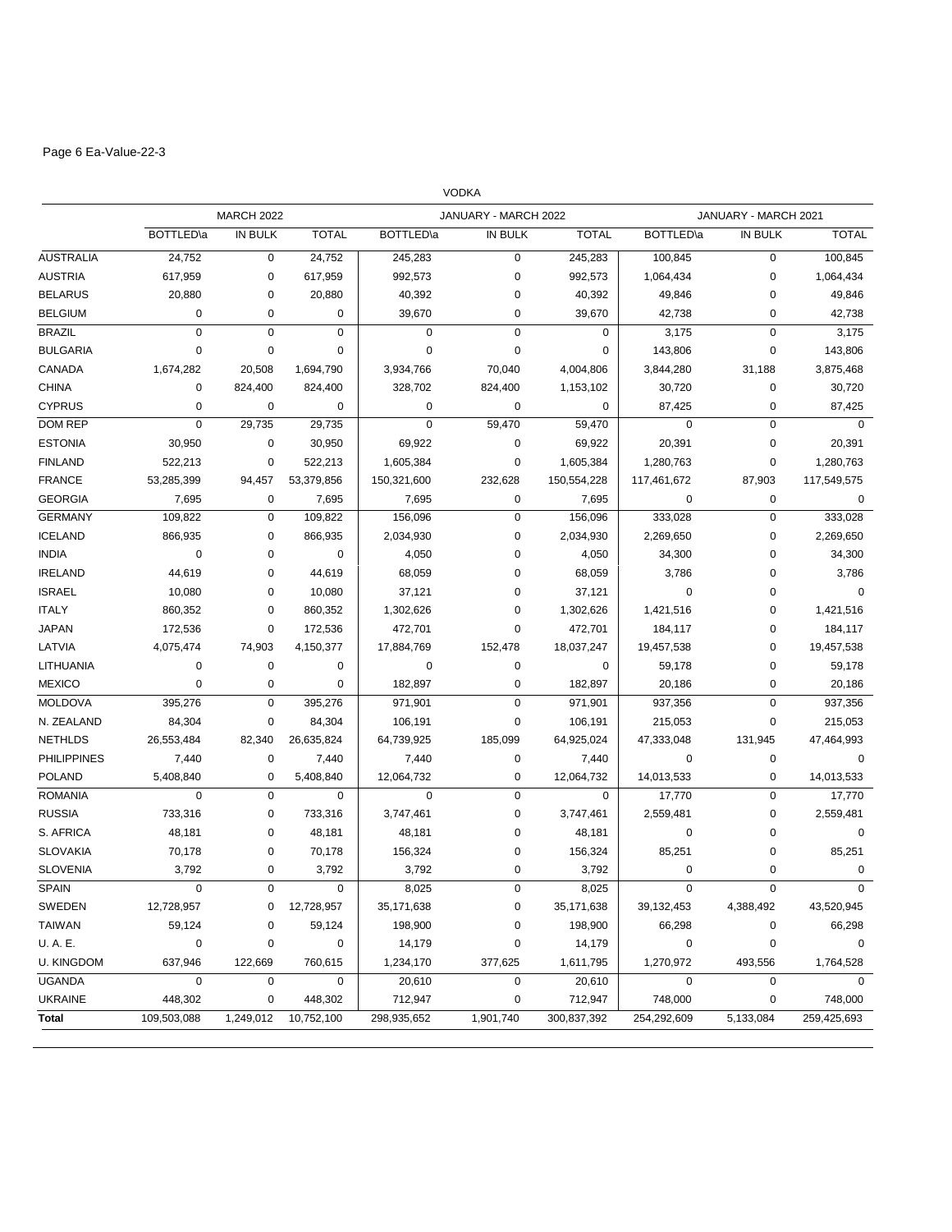Page 6 Ea-Value-22-3

VODKA

| | MARCH 2022 | | | JANUARY - MARCH 2022 | | | JANUARY - MARCH 2021 | | |
|---|---|---|---|---|---|---|---|---|---|
| | BOTTLED\a | IN BULK | TOTAL | BOTTLED\a | IN BULK | TOTAL | BOTTLED\a | IN BULK | TOTAL |
| AUSTRALIA | 24,752 | 0 | 24,752 | 245,283 | 0 | 245,283 | 100,845 | 0 | 100,845 |
| AUSTRIA | 617,959 | 0 | 617,959 | 992,573 | 0 | 992,573 | 1,064,434 | 0 | 1,064,434 |
| BELARUS | 20,880 | 0 | 20,880 | 40,392 | 0 | 40,392 | 49,846 | 0 | 49,846 |
| BELGIUM | 0 | 0 | 0 | 39,670 | 0 | 39,670 | 42,738 | 0 | 42,738 |
| BRAZIL | 0 | 0 | 0 | 0 | 0 | 0 | 3,175 | 0 | 3,175 |
| BULGARIA | 0 | 0 | 0 | 0 | 0 | 0 | 143,806 | 0 | 143,806 |
| CANADA | 1,674,282 | 20,508 | 1,694,790 | 3,934,766 | 70,040 | 4,004,806 | 3,844,280 | 31,188 | 3,875,468 |
| CHINA | 0 | 824,400 | 824,400 | 328,702 | 824,400 | 1,153,102 | 30,720 | 0 | 30,720 |
| CYPRUS | 0 | 0 | 0 | 0 | 0 | 0 | 87,425 | 0 | 87,425 |
| DOM REP | 0 | 29,735 | 29,735 | 0 | 59,470 | 59,470 | 0 | 0 | 0 |
| ESTONIA | 30,950 | 0 | 30,950 | 69,922 | 0 | 69,922 | 20,391 | 0 | 20,391 |
| FINLAND | 522,213 | 0 | 522,213 | 1,605,384 | 0 | 1,605,384 | 1,280,763 | 0 | 1,280,763 |
| FRANCE | 53,285,399 | 94,457 | 53,379,856 | 150,321,600 | 232,628 | 150,554,228 | 117,461,672 | 87,903 | 117,549,575 |
| GEORGIA | 7,695 | 0 | 7,695 | 7,695 | 0 | 7,695 | 0 | 0 | 0 |
| GERMANY | 109,822 | 0 | 109,822 | 156,096 | 0 | 156,096 | 333,028 | 0 | 333,028 |
| ICELAND | 866,935 | 0 | 866,935 | 2,034,930 | 0 | 2,034,930 | 2,269,650 | 0 | 2,269,650 |
| INDIA | 0 | 0 | 0 | 4,050 | 0 | 4,050 | 34,300 | 0 | 34,300 |
| IRELAND | 44,619 | 0 | 44,619 | 68,059 | 0 | 68,059 | 3,786 | 0 | 3,786 |
| ISRAEL | 10,080 | 0 | 10,080 | 37,121 | 0 | 37,121 | 0 | 0 | 0 |
| ITALY | 860,352 | 0 | 860,352 | 1,302,626 | 0 | 1,302,626 | 1,421,516 | 0 | 1,421,516 |
| JAPAN | 172,536 | 0 | 172,536 | 472,701 | 0 | 472,701 | 184,117 | 0 | 184,117 |
| LATVIA | 4,075,474 | 74,903 | 4,150,377 | 17,884,769 | 152,478 | 18,037,247 | 19,457,538 | 0 | 19,457,538 |
| LITHUANIA | 0 | 0 | 0 | 0 | 0 | 0 | 59,178 | 0 | 59,178 |
| MEXICO | 0 | 0 | 0 | 182,897 | 0 | 182,897 | 20,186 | 0 | 20,186 |
| MOLDOVA | 395,276 | 0 | 395,276 | 971,901 | 0 | 971,901 | 937,356 | 0 | 937,356 |
| N. ZEALAND | 84,304 | 0 | 84,304 | 106,191 | 0 | 106,191 | 215,053 | 0 | 215,053 |
| NETHLDS | 26,553,484 | 82,340 | 26,635,824 | 64,739,925 | 185,099 | 64,925,024 | 47,333,048 | 131,945 | 47,464,993 |
| PHILIPPINES | 7,440 | 0 | 7,440 | 7,440 | 0 | 7,440 | 0 | 0 | 0 |
| POLAND | 5,408,840 | 0 | 5,408,840 | 12,064,732 | 0 | 12,064,732 | 14,013,533 | 0 | 14,013,533 |
| ROMANIA | 0 | 0 | 0 | 0 | 0 | 0 | 17,770 | 0 | 17,770 |
| RUSSIA | 733,316 | 0 | 733,316 | 3,747,461 | 0 | 3,747,461 | 2,559,481 | 0 | 2,559,481 |
| S. AFRICA | 48,181 | 0 | 48,181 | 48,181 | 0 | 48,181 | 0 | 0 | 0 |
| SLOVAKIA | 70,178 | 0 | 70,178 | 156,324 | 0 | 156,324 | 85,251 | 0 | 85,251 |
| SLOVENIA | 3,792 | 0 | 3,792 | 3,792 | 0 | 3,792 | 0 | 0 | 0 |
| SPAIN | 0 | 0 | 0 | 8,025 | 0 | 8,025 | 0 | 0 | 0 |
| SWEDEN | 12,728,957 | 0 | 12,728,957 | 35,171,638 | 0 | 35,171,638 | 39,132,453 | 4,388,492 | 43,520,945 |
| TAIWAN | 59,124 | 0 | 59,124 | 198,900 | 0 | 198,900 | 66,298 | 0 | 66,298 |
| U. A. E. | 0 | 0 | 0 | 14,179 | 0 | 14,179 | 0 | 0 | 0 |
| U. KINGDOM | 637,946 | 122,669 | 760,615 | 1,234,170 | 377,625 | 1,611,795 | 1,270,972 | 493,556 | 1,764,528 |
| UGANDA | 0 | 0 | 0 | 20,610 | 0 | 20,610 | 0 | 0 | 0 |
| UKRAINE | 448,302 | 0 | 448,302 | 712,947 | 0 | 712,947 | 748,000 | 0 | 748,000 |
| **Total** | 109,503,088 | 1,249,012 | 10,752,100 | 298,935,652 | 1,901,740 | 300,837,392 | 254,292,609 | 5,133,084 | 259,425,693 |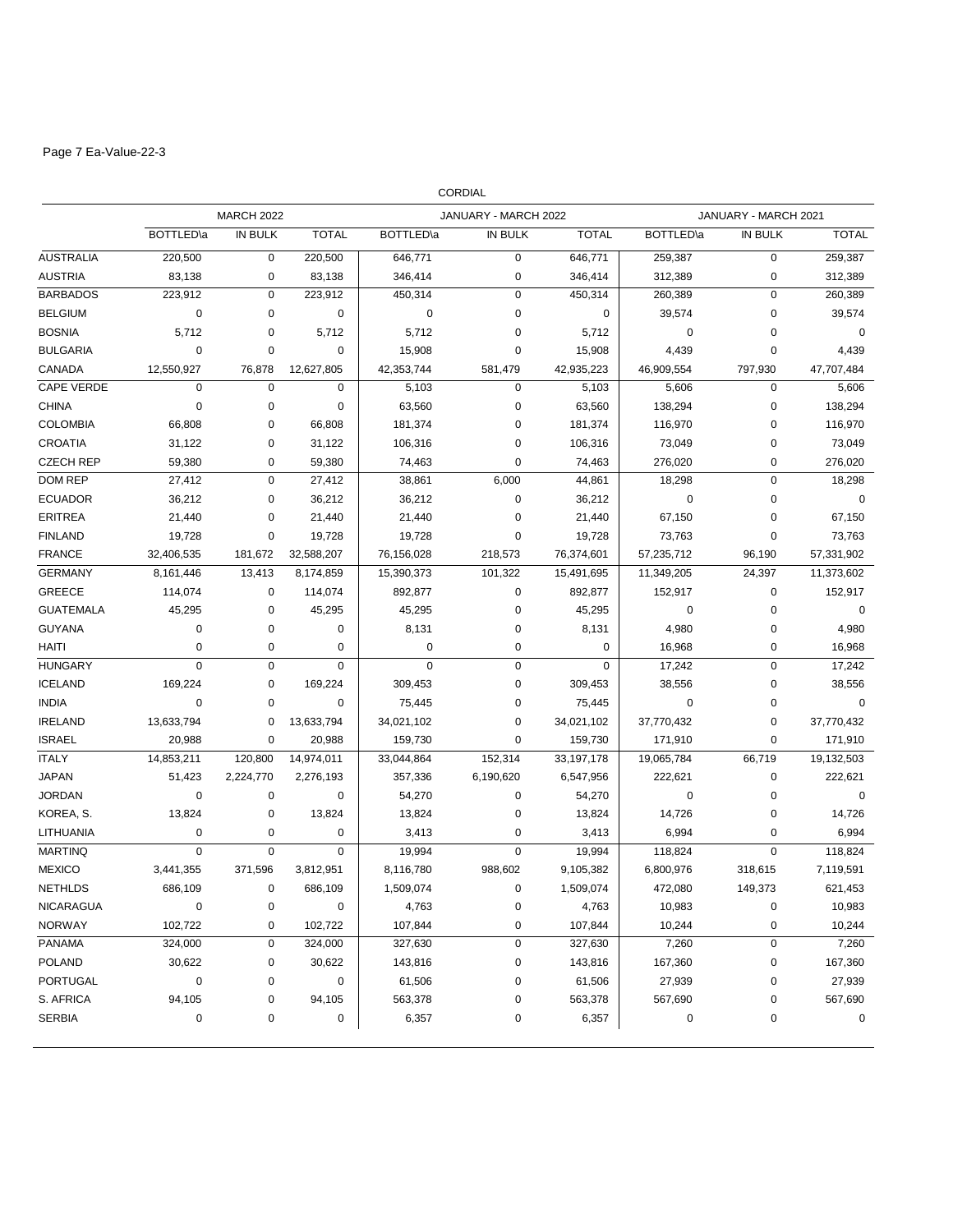CORDIAL

| | MARCH 2022 | | | JANUARY - MARCH 2022 | | | JANUARY - MARCH 2021 | | |
|---|---|---|---|---|---|---|---|---|---|
| | BOTTLED\a | IN BULK | TOTAL | BOTTLED\a | IN BULK | TOTAL | BOTTLED\a | IN BULK | TOTAL |
| AUSTRALIA | 220,500 | 0 | 220,500 | 646,771 | 0 | 646,771 | 259,387 | 0 | 259,387 |
| AUSTRIA | 83,138 | 0 | 83,138 | 346,414 | 0 | 346,414 | 312,389 | 0 | 312,389 |
| BARBADOS | 223,912 | 0 | 223,912 | 450,314 | 0 | 450,314 | 260,389 | 0 | 260,389 |
| BELGIUM | 0 | 0 | 0 | 0 | 0 | 0 | 39,574 | 0 | 39,574 |
| BOSNIA | 5,712 | 0 | 5,712 | 5,712 | 0 | 5,712 | 0 | 0 | 0 |
| BULGARIA | 0 | 0 | 0 | 15,908 | 0 | 15,908 | 4,439 | 0 | 4,439 |
| CANADA | 12,550,927 | 76,878 | 12,627,805 | 42,353,744 | 581,479 | 42,935,223 | 46,909,554 | 797,930 | 47,707,484 |
| CAPE VERDE | 0 | 0 | 0 | 5,103 | 0 | 5,103 | 5,606 | 0 | 5,606 |
| CHINA | 0 | 0 | 0 | 63,560 | 0 | 63,560 | 138,294 | 0 | 138,294 |
| COLOMBIA | 66,808 | 0 | 66,808 | 181,374 | 0 | 181,374 | 116,970 | 0 | 116,970 |
| CROATIA | 31,122 | 0 | 31,122 | 106,316 | 0 | 106,316 | 73,049 | 0 | 73,049 |
| CZECH REP | 59,380 | 0 | 59,380 | 74,463 | 0 | 74,463 | 276,020 | 0 | 276,020 |
| DOM REP | 27,412 | 0 | 27,412 | 38,861 | 6,000 | 44,861 | 18,298 | 0 | 18,298 |
| ECUADOR | 36,212 | 0 | 36,212 | 36,212 | 0 | 36,212 | 0 | 0 | 0 |
| ERITREA | 21,440 | 0 | 21,440 | 21,440 | 0 | 21,440 | 67,150 | 0 | 67,150 |
| FINLAND | 19,728 | 0 | 19,728 | 19,728 | 0 | 19,728 | 73,763 | 0 | 73,763 |
| FRANCE | 32,406,535 | 181,672 | 32,588,207 | 76,156,028 | 218,573 | 76,374,601 | 57,235,712 | 96,190 | 57,331,902 |
| GERMANY | 8,161,446 | 13,413 | 8,174,859 | 15,390,373 | 101,322 | 15,491,695 | 11,349,205 | 24,397 | 11,373,602 |
| GREECE | 114,074 | 0 | 114,074 | 892,877 | 0 | 892,877 | 152,917 | 0 | 152,917 |
| GUATEMALA | 45,295 | 0 | 45,295 | 45,295 | 0 | 45,295 | 0 | 0 | 0 |
| GUYANA | 0 | 0 | 0 | 8,131 | 0 | 8,131 | 4,980 | 0 | 4,980 |
| HAITI | 0 | 0 | 0 | 0 | 0 | 0 | 16,968 | 0 | 16,968 |
| HUNGARY | 0 | 0 | 0 | 0 | 0 | 0 | 17,242 | 0 | 17,242 |
| ICELAND | 169,224 | 0 | 169,224 | 309,453 | 0 | 309,453 | 38,556 | 0 | 38,556 |
| INDIA | 0 | 0 | 0 | 75,445 | 0 | 75,445 | 0 | 0 | 0 |
| IRELAND | 13,633,794 | 0 | 13,633,794 | 34,021,102 | 0 | 34,021,102 | 37,770,432 | 0 | 37,770,432 |
| ISRAEL | 20,988 | 0 | 20,988 | 159,730 | 0 | 159,730 | 171,910 | 0 | 171,910 |
| ITALY | 14,853,211 | 120,800 | 14,974,011 | 33,044,864 | 152,314 | 33,197,178 | 19,065,784 | 66,719 | 19,132,503 |
| JAPAN | 51,423 | 2,224,770 | 2,276,193 | 357,336 | 6,190,620 | 6,547,956 | 222,621 | 0 | 222,621 |
| JORDAN | 0 | 0 | 0 | 54,270 | 0 | 54,270 | 0 | 0 | 0 |
| KOREA, S. | 13,824 | 0 | 13,824 | 13,824 | 0 | 13,824 | 14,726 | 0 | 14,726 |
| LITHUANIA | 0 | 0 | 0 | 3,413 | 0 | 3,413 | 6,994 | 0 | 6,994 |
| MARTINQ | 0 | 0 | 0 | 19,994 | 0 | 19,994 | 118,824 | 0 | 118,824 |
| MEXICO | 3,441,355 | 371,596 | 3,812,951 | 8,116,780 | 988,602 | 9,105,382 | 6,800,976 | 318,615 | 7,119,591 |
| NETHLDS | 686,109 | 0 | 686,109 | 1,509,074 | 0 | 1,509,074 | 472,080 | 149,373 | 621,453 |
| NICARAGUA | 0 | 0 | 0 | 4,763 | 0 | 4,763 | 10,983 | 0 | 10,983 |
| NORWAY | 102,722 | 0 | 102,722 | 107,844 | 0 | 107,844 | 10,244 | 0 | 10,244 |
| PANAMA | 324,000 | 0 | 324,000 | 327,630 | 0 | 327,630 | 7,260 | 0 | 7,260 |
| POLAND | 30,622 | 0 | 30,622 | 143,816 | 0 | 143,816 | 167,360 | 0 | 167,360 |
| PORTUGAL | 0 | 0 | 0 | 61,506 | 0 | 61,506 | 27,939 | 0 | 27,939 |
| S. AFRICA | 94,105 | 0 | 94,105 | 563,378 | 0 | 563,378 | 567,690 | 0 | 567,690 |
| SERBIA | 0 | 0 | 0 | 6,357 | 0 | 6,357 | 0 | 0 | 0 |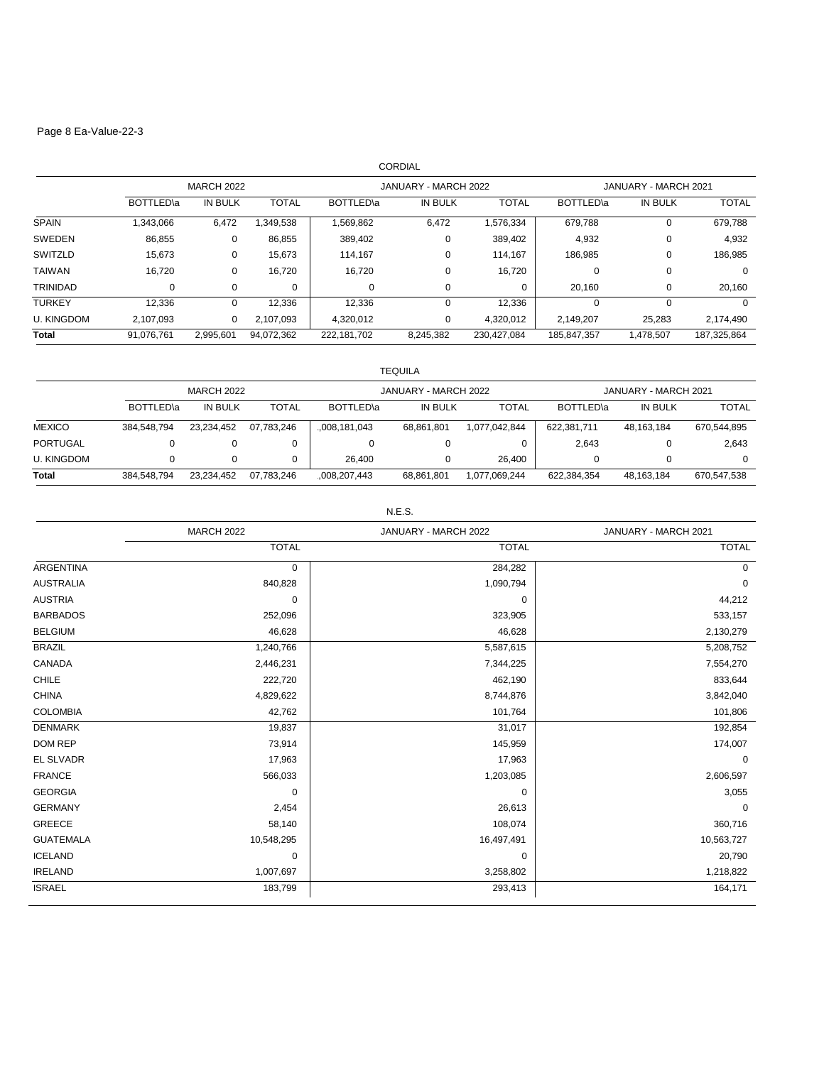## CORDIAL

| | MARCH 2022 | | | JANUARY - MARCH 2022 | | | JANUARY - MARCH 2021 | | |
|---|---|---|---|---|---|---|---|---|---|
| | BOTTLED\a | IN BULK | TOTAL | BOTTLED\a | IN BULK | TOTAL | BOTTLED\a | IN BULK | TOTAL |
| SPAIN | 1,343,066 | 6,472 | 1,349,538 | 1,569,862 | 6,472 | 1,576,334 | 679,788 | 0 | 679,788 |
| SWEDEN | 86,855 | 0 | 86,855 | 389,402 | 0 | 389,402 | 4,932 | 0 | 4,932 |
| SWITZLD | 15,673 | 0 | 15,673 | 114,167 | 0 | 114,167 | 186,985 | 0 | 186,985 |
| TAIWAN | 16,720 | 0 | 16,720 | 16,720 | 0 | 16,720 | 0 | 0 | 0 |
| TRINIDAD | 0 | 0 | 0 | 0 | 0 | 0 | 20,160 | 0 | 20,160 |
| TURKEY | 12,336 | 0 | 12,336 | 12,336 | 0 | 12,336 | 0 | 0 | 0 |
| U. KINGDOM | 2,107,093 | 0 | 2,107,093 | 4,320,012 | 0 | 4,320,012 | 2,149,207 | 25,283 | 2,174,490 |
| **Total** | 91,076,761 | 2,995,601 | 94,072,362 | 222,181,702 | 8,245,382 | 230,427,084 | 185,847,357 | 1,478,507 | 187,325,864 |

## TEQUILA

| | MARCH 2022 | | | JANUARY - MARCH 2022 | | | JANUARY - MARCH 2021 | | |
|---|---|---|---|---|---|---|---|---|---|
| | BOTTLED\a | IN BULK | TOTAL | BOTTLED\a | IN BULK | TOTAL | BOTTLED\a | IN BULK | TOTAL |
| MEXICO | 384,548,794 | 23,234,452 | 07,783,246 | .,008,181,043 | 68,861,801 | 1,077,042,844 | 622,381,711 | 48,163,184 | 670,544,895 |
| PORTUGAL | 0 | 0 | 0 | 0 | 0 | 0 | 2,643 | 0 | 2,643 |
| U. KINGDOM | 0 | 0 | 0 | 26,400 | 0 | 26,400 | 0 | 0 | 0 |
| **Total** | 384,548,794 | 23,234,452 | 07,783,246 | .,008,207,443 | 68,861,801 | 1,077,069,244 | 622,384,354 | 48,163,184 | 670,547,538 |

## N.E.S.

| | MARCH 2022 | JANUARY - MARCH 2022 | JANUARY - MARCH 2021 |
|---|---|---|---|
| | TOTAL | TOTAL | TOTAL |
| ARGENTINA | 0 | 284,282 | 0 |
| AUSTRALIA | 840,828 | 1,090,794 | 0 |
| AUSTRIA | 0 | 0 | 44,212 |
| BARBADOS | 252,096 | 323,905 | 533,157 |
| BELGIUM | 46,628 | 46,628 | 2,130,279 |
| BRAZIL | 1,240,766 | 5,587,615 | 5,208,752 |
| CANADA | 2,446,231 | 7,344,225 | 7,554,270 |
| CHILE | 222,720 | 462,190 | 833,644 |
| CHINA | 4,829,622 | 8,744,876 | 3,842,040 |
| COLOMBIA | 42,762 | 101,764 | 101,806 |
| DENMARK | 19,837 | 31,017 | 192,854 |
| DOM REP | 73,914 | 145,959 | 174,007 |
| EL SLVADR | 17,963 | 17,963 | 0 |
| FRANCE | 566,033 | 1,203,085 | 2,606,597 |
| GEORGIA | 0 | 0 | 3,055 |
| GERMANY | 2,454 | 26,613 | 0 |
| GREECE | 58,140 | 108,074 | 360,716 |
| GUATEMALA | 10,548,295 | 16,497,491 | 10,563,727 |
| ICELAND | 0 | 0 | 20,790 |
| IRELAND | 1,007,697 | 3,258,802 | 1,218,822 |
| ISRAEL | 183,799 | 293,413 | 164,171 |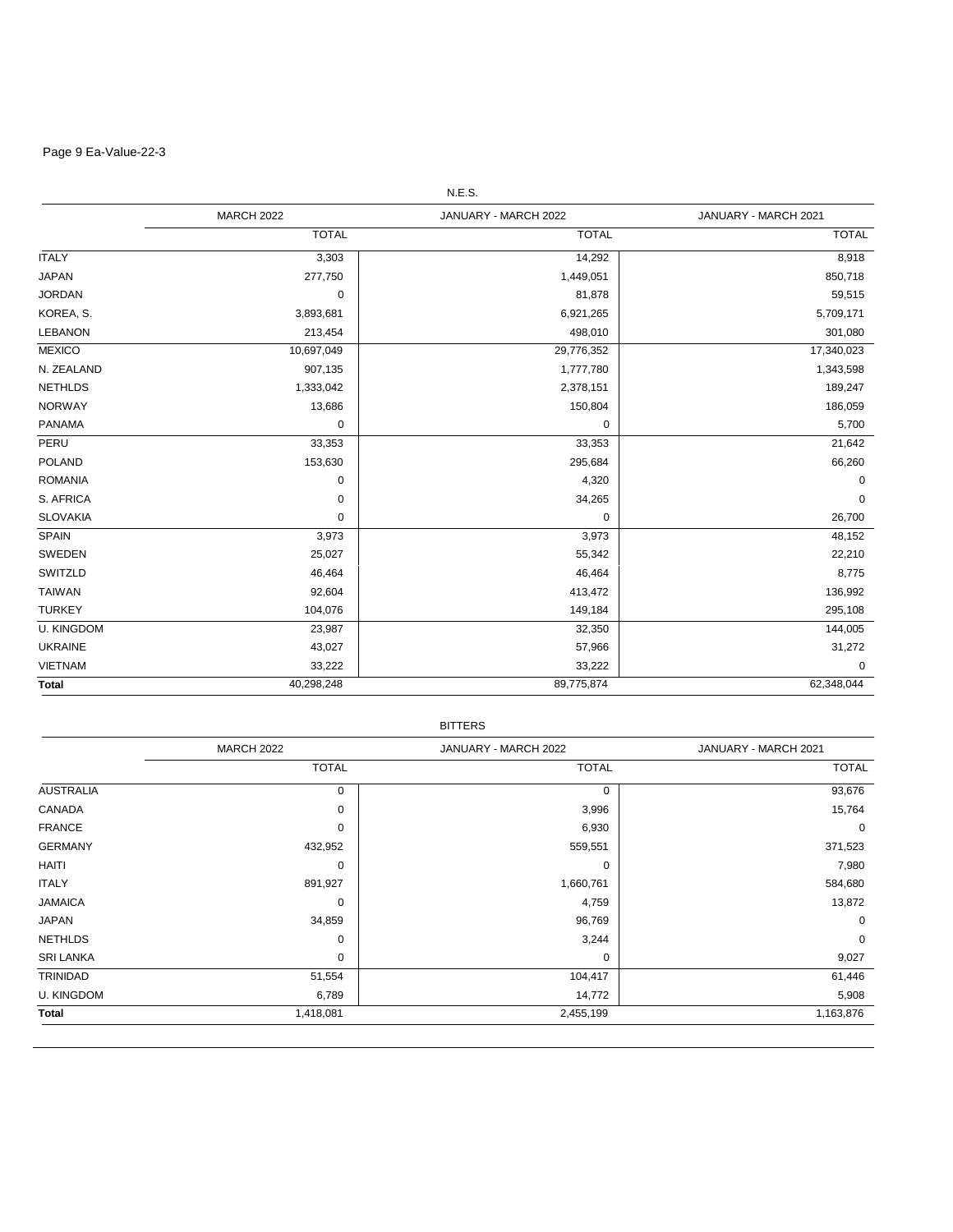Page 9 Ea-Value-22-3

N.E.S.

| | MARCH 2022 | JANUARY - MARCH 2022 | JANUARY - MARCH 2021 |
|---|---|---|---|
| | TOTAL | TOTAL | TOTAL |
| ITALY | 3,303 | 14,292 | 8,918 |
| JAPAN | 277,750 | 1,449,051 | 850,718 |
| JORDAN | 0 | 81,878 | 59,515 |
| KOREA, S. | 3,893,681 | 6,921,265 | 5,709,171 |
| LEBANON | 213,454 | 498,010 | 301,080 |
| MEXICO | 10,697,049 | 29,776,352 | 17,340,023 |
| N. ZEALAND | 907,135 | 1,777,780 | 1,343,598 |
| NETHLDS | 1,333,042 | 2,378,151 | 189,247 |
| NORWAY | 13,686 | 150,804 | 186,059 |
| PANAMA | 0 | 0 | 5,700 |
| PERU | 33,353 | 33,353 | 21,642 |
| POLAND | 153,630 | 295,684 | 66,260 |
| ROMANIA | 0 | 4,320 | 0 |
| S. AFRICA | 0 | 34,265 | 0 |
| SLOVAKIA | 0 | 0 | 26,700 |
| SPAIN | 3,973 | 3,973 | 48,152 |
| SWEDEN | 25,027 | 55,342 | 22,210 |
| SWITZLD | 46,464 | 46,464 | 8,775 |
| TAIWAN | 92,604 | 413,472 | 136,992 |
| TURKEY | 104,076 | 149,184 | 295,108 |
| U. KINGDOM | 23,987 | 32,350 | 144,005 |
| UKRAINE | 43,027 | 57,966 | 31,272 |
| VIETNAM | 33,222 | 33,222 | 0 |
| **Total** | 40,298,248 | 89,775,874 | 62,348,044 |

BITTERS

| | MARCH 2022 | JANUARY - MARCH 2022 | JANUARY - MARCH 2021 |
|---|---|---|---|
| | TOTAL | TOTAL | TOTAL |
| AUSTRALIA | 0 | 0 | 93,676 |
| CANADA | 0 | 3,996 | 15,764 |
| FRANCE | 0 | 6,930 | 0 |
| GERMANY | 432,952 | 559,551 | 371,523 |
| HAITI | 0 | 0 | 7,980 |
| ITALY | 891,927 | 1,660,761 | 584,680 |
| JAMAICA | 0 | 4,759 | 13,872 |
| JAPAN | 34,859 | 96,769 | 0 |
| NETHLDS | 0 | 3,244 | 0 |
| SRI LANKA | 0 | 0 | 9,027 |
| TRINIDAD | 51,554 | 104,417 | 61,446 |
| U. KINGDOM | 6,789 | 14,772 | 5,908 |
| **Total** | 1,418,081 | 2,455,199 | 1,163,876 |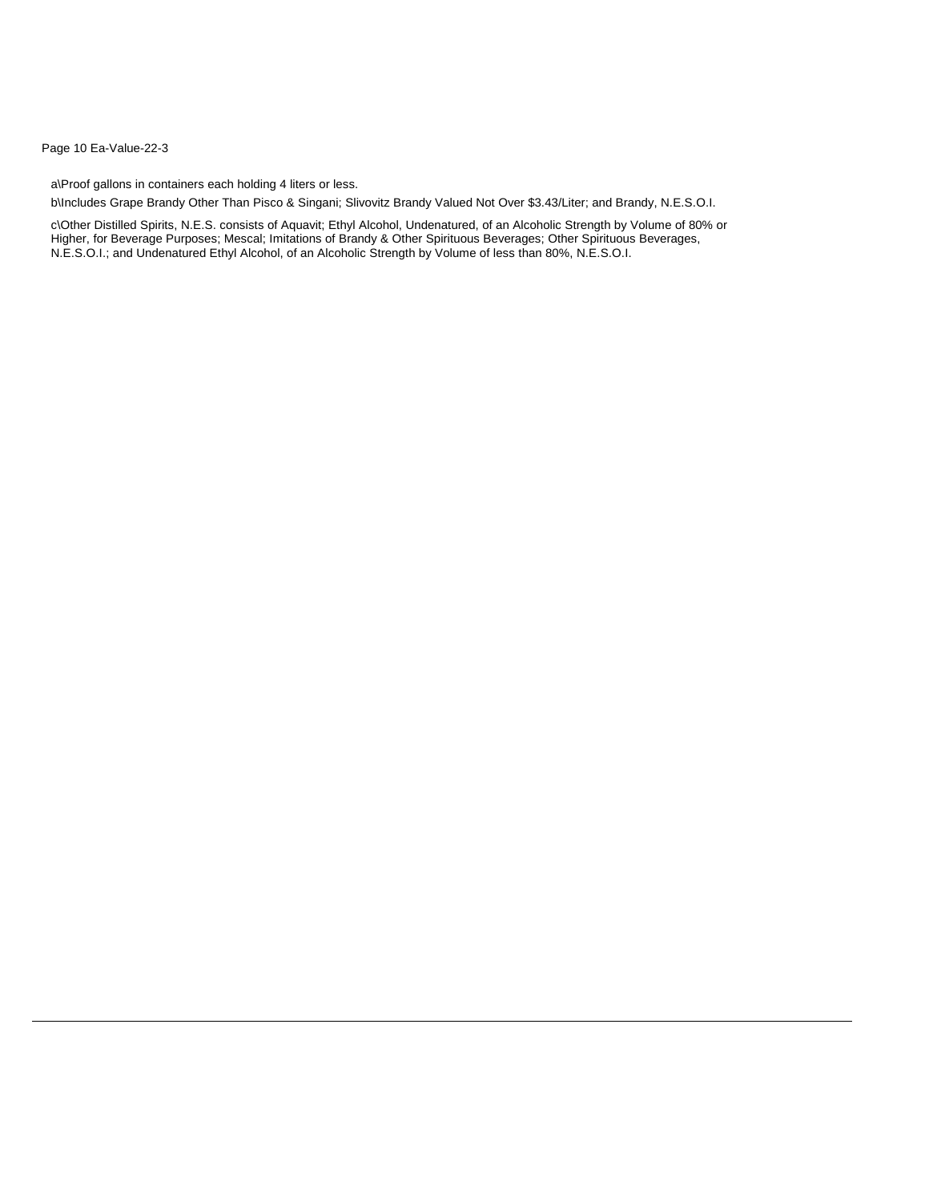a\Proof gallons in containers each holding 4 liters or less.

b\Includes Grape Brandy Other Than Pisco & Singani; Slivovitz Brandy Valued Not Over $3.43/Liter; and Brandy, N.E.S.O.I.

c\Other Distilled Spirits, N.E.S. consists of Aquavit; Ethyl Alcohol, Undenatured, of an Alcoholic Strength by Volume of 80% or Higher, for Beverage Purposes; Mescal; Imitations of Brandy & Other Spirituous Beverages; Other Spirituous Beverages, N.E.S.O.I.; and Undenatured Ethyl Alcohol, of an Alcoholic Strength by Volume of less than 80%, N.E.S.O.I.